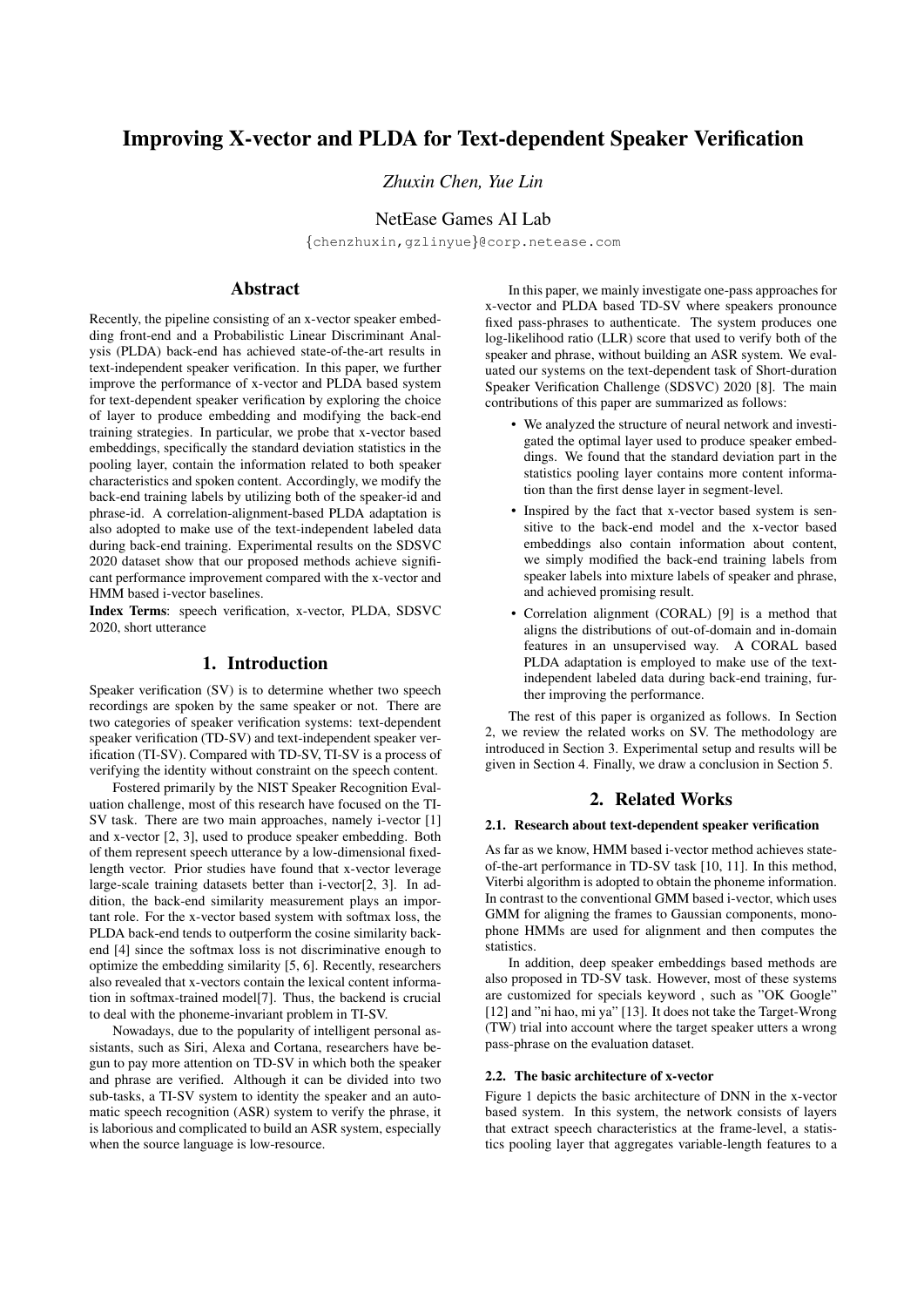# Improving X-vector and PLDA for Text-dependent Speaker Verification

*Zhuxin Chen, Yue Lin*

NetEase Games AI Lab

{chenzhuxin,gzlinyue}@corp.netease.com

## Abstract

Recently, the pipeline consisting of an x-vector speaker embedding front-end and a Probabilistic Linear Discriminant Analysis (PLDA) back-end has achieved state-of-the-art results in text-independent speaker verification. In this paper, we further improve the performance of x-vector and PLDA based system for text-dependent speaker verification by exploring the choice of layer to produce embedding and modifying the back-end training strategies. In particular, we probe that x-vector based embeddings, specifically the standard deviation statistics in the pooling layer, contain the information related to both speaker characteristics and spoken content. Accordingly, we modify the back-end training labels by utilizing both of the speaker-id and phrase-id. A correlation-alignment-based PLDA adaptation is also adopted to make use of the text-independent labeled data during back-end training. Experimental results on the SDSVC 2020 dataset show that our proposed methods achieve significant performance improvement compared with the x-vector and HMM based i-vector baselines.

**Index Terms**: speech verification, x-vector, PLDA, SDSVC 2020, short utterance

## 1. Introduction

Speaker verification (SV) is to determine whether two speech recordings are spoken by the same speaker or not. There are two categories of speaker verification systems: text-dependent speaker verification (TD-SV) and text-independent speaker verification (TI-SV). Compared with TD-SV, TI-SV is a process of verifying the identity without constraint on the speech content.

Fostered primarily by the NIST Speaker Recognition Evaluation challenge, most of this research have focused on the TI-SV task. There are two main approaches, namely i-vector [1] and x-vector [2, 3], used to produce speaker embedding. Both of them represent speech utterance by a low-dimensional fixed-length vector. Prior studies have found that x-vector leverage large-scale training datasets better than i-vector[2, 3]. In addition, the back-end similarity measurement plays an important role. For the x-vector based system with softmax loss, the PLDA back-end tends to outperform the cosine similarity backend [4] since the softmax loss is not discriminative enough to optimize the embedding similarity [5, 6]. Recently, researchers also revealed that x-vectors contain the lexical content information in softmax-trained model[7]. Thus, the backend is crucial to deal with the phoneme-invariant problem in TI-SV.

Nowadays, due to the popularity of intelligent personal assistants, such as Siri, Alexa and Cortana, researchers have begun to pay more attention on TD-SV in which both the speaker and phrase are verified. Although it can be divided into two sub-tasks, a TI-SV system to identity the speaker and an automatic speech recognition (ASR) system to verify the phrase, it is laborious and complicated to build an ASR system, especially when the source language is low-resource.

In this paper, we mainly investigate one-pass approaches for x-vector and PLDA based TD-SV where speakers pronounce fixed pass-phrases to authenticate. The system produces one log-likelihood ratio (LLR) score that used to verify both of the speaker and phrase, without building an ASR system. We evaluated our systems on the text-dependent task of Short-duration Speaker Verification Challenge (SDSVC) 2020 [8]. The main contributions of this paper are summarized as follows:

- We analyzed the structure of neural network and investigated the optimal layer used to produce speaker embeddings. We found that the standard deviation part in the statistics pooling layer contains more content information than the first dense layer in segment-level.
- Inspired by the fact that x-vector based system is sensitive to the back-end model and the x-vector based embeddings also contain information about content, we simply modified the back-end training labels from speaker labels into mixture labels of speaker and phrase, and achieved promising result.
- Correlation alignment (CORAL) [9] is a method that aligns the distributions of out-of-domain and in-domain features in an unsupervised way. A CORAL based PLDA adaptation is employed to make use of the text-independent labeled data during back-end training, further improving the performance.

The rest of this paper is organized as follows. In Section 2, we review the related works on SV. The methodology are introduced in Section 3. Experimental setup and results will be given in Section 4. Finally, we draw a conclusion in Section 5.

## 2. Related Works

### 2.1. Research about text-dependent speaker verification

As far as we know, HMM based i-vector method achieves state-of-the-art performance in TD-SV task [10, 11]. In this method, Viterbi algorithm is adopted to obtain the phoneme information. In contrast to the conventional GMM based i-vector, which uses GMM for aligning the frames to Gaussian components, monophone HMMs are used for alignment and then computes the statistics.

In addition, deep speaker embeddings based methods are also proposed in TD-SV task. However, most of these systems are customized for specials keyword , such as "OK Google" [12] and "ni hao, mi ya" [13]. It does not take the Target-Wrong (TW) trial into account where the target speaker utters a wrong pass-phrase on the evaluation dataset.

### 2.2. The basic architecture of x-vector

Figure 1 depicts the basic architecture of DNN in the x-vector based system. In this system, the network consists of layers that extract speech characteristics at the frame-level, a statistics pooling layer that aggregates variable-length features to a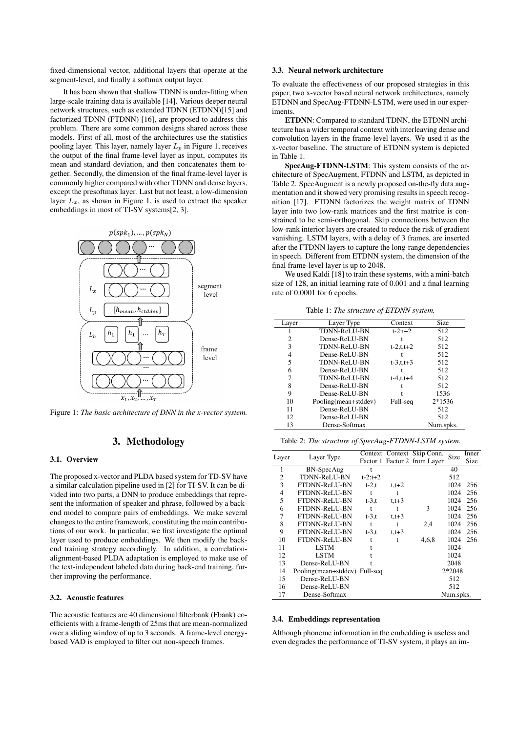fixed-dimensional vector, additional layers that operate at the segment-level, and finally a softmax output layer.

It has been shown that shallow TDNN is under-fitting when large-scale training data is available [14]. Various deeper neural network structures, such as extended TDNN (ETDNN)[15] and factorized TDNN (FTDNN) [16], are proposed to address this problem. There are some common designs shared across these models. First of all, most of the architectures use the statistics pooling layer. This layer, namely layer $L_p$ in Figure 1, receives the output of the final frame-level layer as input, computes its mean and standard deviation, and then concatenates them together. Secondly, the dimension of the final frame-level layer is commonly higher compared with other TDNN and dense layers, except the presoftmax layer. Last but not least, a low-dimension layer $L_x$, as shown in Figure 1, is used to extract the speaker embeddings in most of TI-SV systems[2, 3].

Figure 1: *The basic architecture of DNN in the x-vector system.*

# 3. Methodology

### 3.1. Overview

The proposed x-vector and PLDA based system for TD-SV have a similar calculation pipeline used in [2] for TI-SV. It can be divided into two parts, a DNN to produce embeddings that represent the information of speaker and phrase, followed by a back-end model to compare pairs of embeddings. We make several changes to the entire framework, constituting the main contributions of our work. In particular, we first investigate the optimal layer used to produce embeddings. We then modify the back-end training strategy accordingly. In addition, a correlation-alignment-based PLDA adaptation is employed to make use of the text-independent labeled data during back-end training, further improving the performance.

### 3.2. Acoustic features

The acoustic features are 40 dimensional filterbank (Fbank) coefficients with a frame-length of 25ms that are mean-normalized over a sliding window of up to 3 seconds. A frame-level energy-based VAD is employed to filter out non-speech frames.

### 3.3. Neural network architecture

To evaluate the effectiveness of our proposed strategies in this paper, two x-vector based neural network architectures, namely ETDNN and SpecAug-FTDNN-LSTM, were used in our experiments.

**ETDNN**: Compared to standard TDNN, the ETDNN architecture has a wider temporal context with interleaving dense and convolution layers in the frame-level layers. We used it as the x-vector baseline. The structure of ETDNN system is depicted in Table 1.

**SpecAug-FTDNN-LSTM**: This system consists of the architecture of SpecAugment, FTDNN and LSTM, as depicted in Table 2. SpecAugment is a newly proposed on-the-fly data augmentation and it showed very promising results in speech recognition [17]. FTDNN factorizes the weight matrix of TDNN layer into two low-rank matrices and the first matrice is constrained to be semi-orthogonal. Skip connections between the low-rank interior layers are created to reduce the risk of gradient vanishing. LSTM layers, with a delay of 3 frames, are inserted after the FTDNN layers to capture the long-range dependencies in speech. Different from ETDNN system, the dimension of the final frame-level layer is up to 2048.

We used Kaldi [18] to train these systems, with a mini-batch size of 128, an initial learning rate of 0.001 and a final learning rate of 0.0001 for 6 epochs.

Table 1: *The structure of ETDNN system.*

| Layer | Layer Type | Context | Size |
|---|---|---|---|
| 1 | TDNN-ReLU-BN | t-2:t+2 | 512 |
| 2 | Dense-ReLU-BN | t | 512 |
| 3 | TDNN-ReLU-BN | t-2,t,t+2 | 512 |
| 4 | Dense-ReLU-BN | t | 512 |
| 5 | TDNN-ReLU-BN | t-3,t,t+3 | 512 |
| 6 | Dense-ReLU-BN | t | 512 |
| 7 | TDNN-ReLU-BN | t-4,t,t+4 | 512 |
| 8 | Dense-ReLU-BN | t | 512 |
| 9 | Dense-ReLU-BN | t | 1536 |
| 10 | Pooling(mean+stddev) | Full-seq | 2*1536 |
| 11 | Dense-ReLU-BN | | 512 |
| 12 | Dense-ReLU-BN | | 512 |
| 13 | Dense-Softmax | | Num.spks. |

Table 2: *The structure of SpecAug-FTDNN-LSTM system.*

| Layer | Layer Type | Context Factor 1 | Context Factor 2 | Skip Conn. from Layer | Size | Inner Size |
|---|---|---|---|---|---|---|
| 1 | BN-SpecAug | t | | | 40 | |
| 2 | TDNN-ReLU-BN | t-2:t+2 | | | 512 | |
| 3 | FTDNN-ReLU-BN | t-2,t | t,t+2 | | 1024 | 256 |
| 4 | FTDNN-ReLU-BN | t | t | | 1024 | 256 |
| 5 | FTDNN-ReLU-BN | t-3,t | t,t+3 | | 1024 | 256 |
| 6 | FTDNN-ReLU-BN | t | t | 3 | 1024 | 256 |
| 7 | FTDNN-ReLU-BN | t-3,t | t,t+3 | | 1024 | 256 |
| 8 | FTDNN-ReLU-BN | t | t | 2,4 | 1024 | 256 |
| 9 | FTDNN-ReLU-BN | t-3,t | t,t+3 | | 1024 | 256 |
| 10 | FTDNN-ReLU-BN | t | t | 4,6,8 | 1024 | 256 |
| 11 | LSTM | t | | | 1024 | |
| 12 | LSTM | t | | | 1024 | |
| 13 | Dense-ReLU-BN | t | | | 2048 | |
| 14 | Pooling(mean+stddev) | Full-seq | | | 2*2048 | |
| 15 | Dense-ReLU-BN | | | | 512 | |
| 16 | Dense-ReLU-BN | | | | 512 | |
| 17 | Dense-Softmax | | | | Num.spks. | |

### 3.4. Embeddings representation

Although phoneme information in the embedding is useless and even degrades the performance of TI-SV system, it plays an im-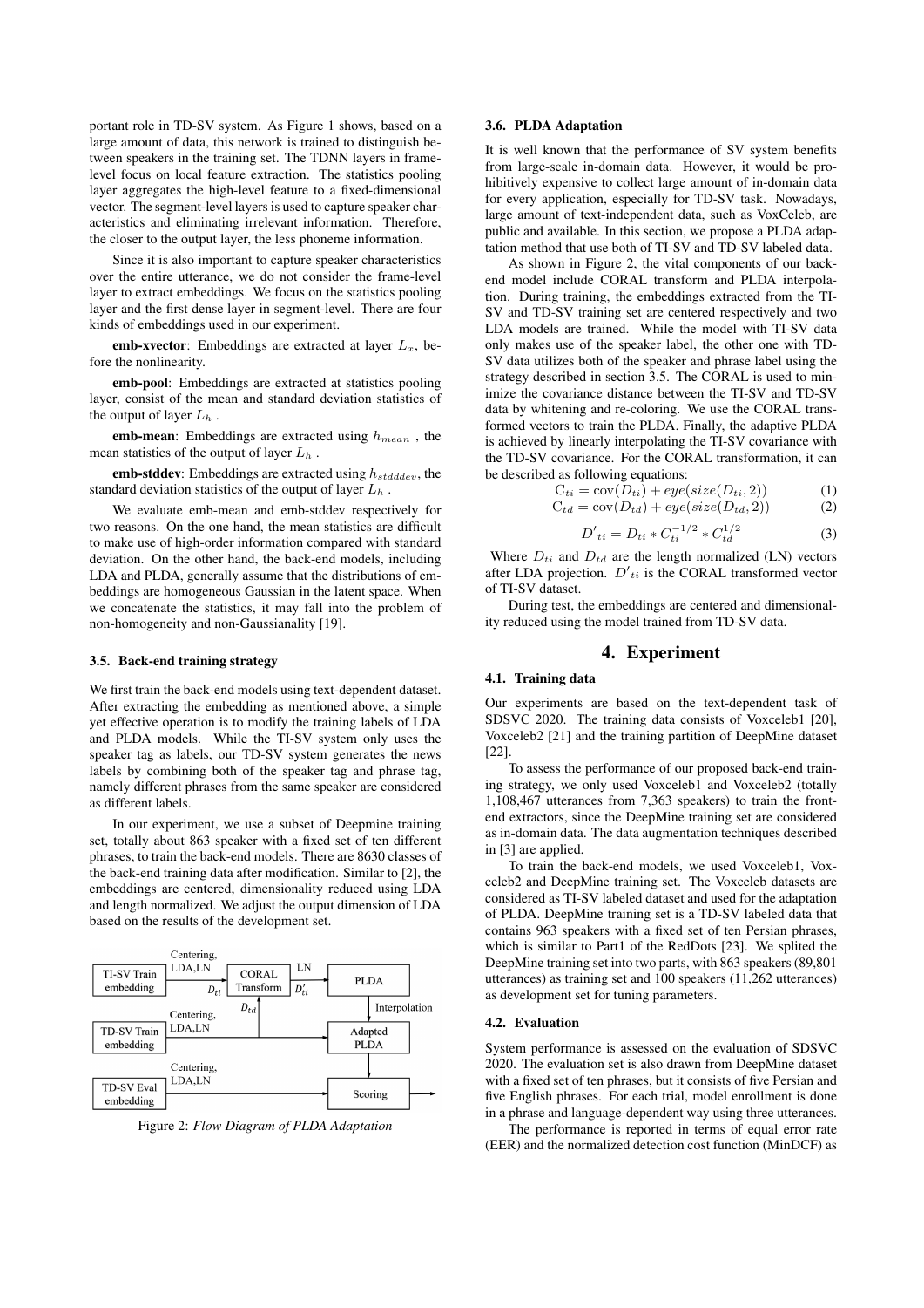portant role in TD-SV system. As Figure 1 shows, based on a large amount of data, this network is trained to distinguish between speakers in the training set. The TDNN layers in frame-level focus on local feature extraction. The statistics pooling layer aggregates the high-level feature to a fixed-dimensional vector. The segment-level layers is used to capture speaker characteristics and eliminating irrelevant information. Therefore, the closer to the output layer, the less phoneme information.

Since it is also important to capture speaker characteristics over the entire utterance, we do not consider the frame-level layer to extract embeddings. We focus on the statistics pooling layer and the first dense layer in segment-level. There are four kinds of embeddings used in our experiment.

**emb-xvector**: Embeddings are extracted at layer $L_x$, before the nonlinearity.

**emb-pool**: Embeddings are extracted at statistics pooling layer, consist of the mean and standard deviation statistics of the output of layer $L_h$ .

**emb-mean**: Embeddings are extracted using $h_{mean}$ , the mean statistics of the output of layer $L_h$ .

**emb-stddev**: Embeddings are extracted using $h_{stdddev}$, the standard deviation statistics of the output of layer $L_h$ .

We evaluate emb-mean and emb-stddev respectively for two reasons. On the one hand, the mean statistics are difficult to make use of high-order information compared with standard deviation. On the other hand, the back-end models, including LDA and PLDA, generally assume that the distributions of embeddings are homogeneous Gaussian in the latent space. When we concatenate the statistics, it may fall into the problem of non-homogeneity and non-Gaussianality [19].

### 3.5. Back-end training strategy

We first train the back-end models using text-dependent dataset. After extracting the embedding as mentioned above, a simple yet effective operation is to modify the training labels of LDA and PLDA models. While the TI-SV system only uses the speaker tag as labels, our TD-SV system generates the news labels by combining both of the speaker tag and phrase tag, namely different phrases from the same speaker are considered as different labels.

In our experiment, we use a subset of Deepmine training set, totally about 863 speaker with a fixed set of ten different phrases, to train the back-end models. There are 8630 classes of the back-end training data after modification. Similar to [2], the embeddings are centered, dimensionality reduced using LDA and length normalized. We adjust the output dimension of LDA based on the results of the development set.

Figure 2: *Flow Diagram of PLDA Adaptation*

### 3.6. PLDA Adaptation

It is well known that the performance of SV system benefits from large-scale in-domain data. However, it would be prohibitively expensive to collect large amount of in-domain data for every application, especially for TD-SV task. Nowadays, large amount of text-independent data, such as VoxCeleb, are public and available. In this section, we propose a PLDA adaptation method that use both of TI-SV and TD-SV labeled data.

As shown in Figure 2, the vital components of our back-end model include CORAL transform and PLDA interpolation. During training, the embeddings extracted from the TI-SV and TD-SV training set are centered respectively and two LDA models are trained. While the model with TI-SV data only makes use of the speaker label, the other one with TD-SV data utilizes both of the speaker and phrase label using the strategy described in section 3.5. The CORAL is used to minimize the covariance distance between the TI-SV and TD-SV data by whitening and re-coloring. We use the CORAL transformed vectors to train the PLDA. Finally, the adaptive PLDA is achieved by linearly interpolating the TI-SV covariance with the TD-SV covariance. For the CORAL transformation, it can be described as following equations:

$$\mathrm{C}_{ti} = \mathrm{cov}(D_{ti}) + eye(size(D_{ti}, 2)) \tag{1}$$

$$\mathrm{C}_{td} = \mathrm{cov}(D_{td}) + eye(size(D_{td}, 2)) \tag{2}$$

$$D'_{ti} = D_{ti} * C_{ti}^{-1/2} * C_{td}^{1/2} \tag{3}$$

Where $D_{ti}$ and $D_{td}$ are the length normalized (LN) vectors after LDA projection. $D'_{ti}$ is the CORAL transformed vector of TI-SV dataset.

During test, the embeddings are centered and dimensionality reduced using the model trained from TD-SV data.

## 4. Experiment

### 4.1. Training data

Our experiments are based on the text-dependent task of SDSVC 2020. The training data consists of Voxceleb1 [20], Voxceleb2 [21] and the training partition of DeepMine dataset [22].

To assess the performance of our proposed back-end training strategy, we only used Voxceleb1 and Voxceleb2 (totally 1,108,467 utterances from 7,363 speakers) to train the front-end extractors, since the DeepMine training set are considered as in-domain data. The data augmentation techniques described in [3] are applied.

To train the back-end models, we used Voxceleb1, Voxceleb2 and DeepMine training set. The Voxceleb datasets are considered as TI-SV labeled dataset and used for the adaptation of PLDA. DeepMine training set is a TD-SV labeled data that contains 963 speakers with a fixed set of ten Persian phrases, which is similar to Part1 of the RedDots [23]. We splited the DeepMine training set into two parts, with 863 speakers (89,801 utterances) as training set and 100 speakers (11,262 utterances) as development set for tuning parameters.

### 4.2. Evaluation

System performance is assessed on the evaluation of SDSVC 2020. The evaluation set is also drawn from DeepMine dataset with a fixed set of ten phrases, but it consists of five Persian and five English phrases. For each trial, model enrollment is done in a phrase and language-dependent way using three utterances.

The performance is reported in terms of equal error rate (EER) and the normalized detection cost function (MinDCF) as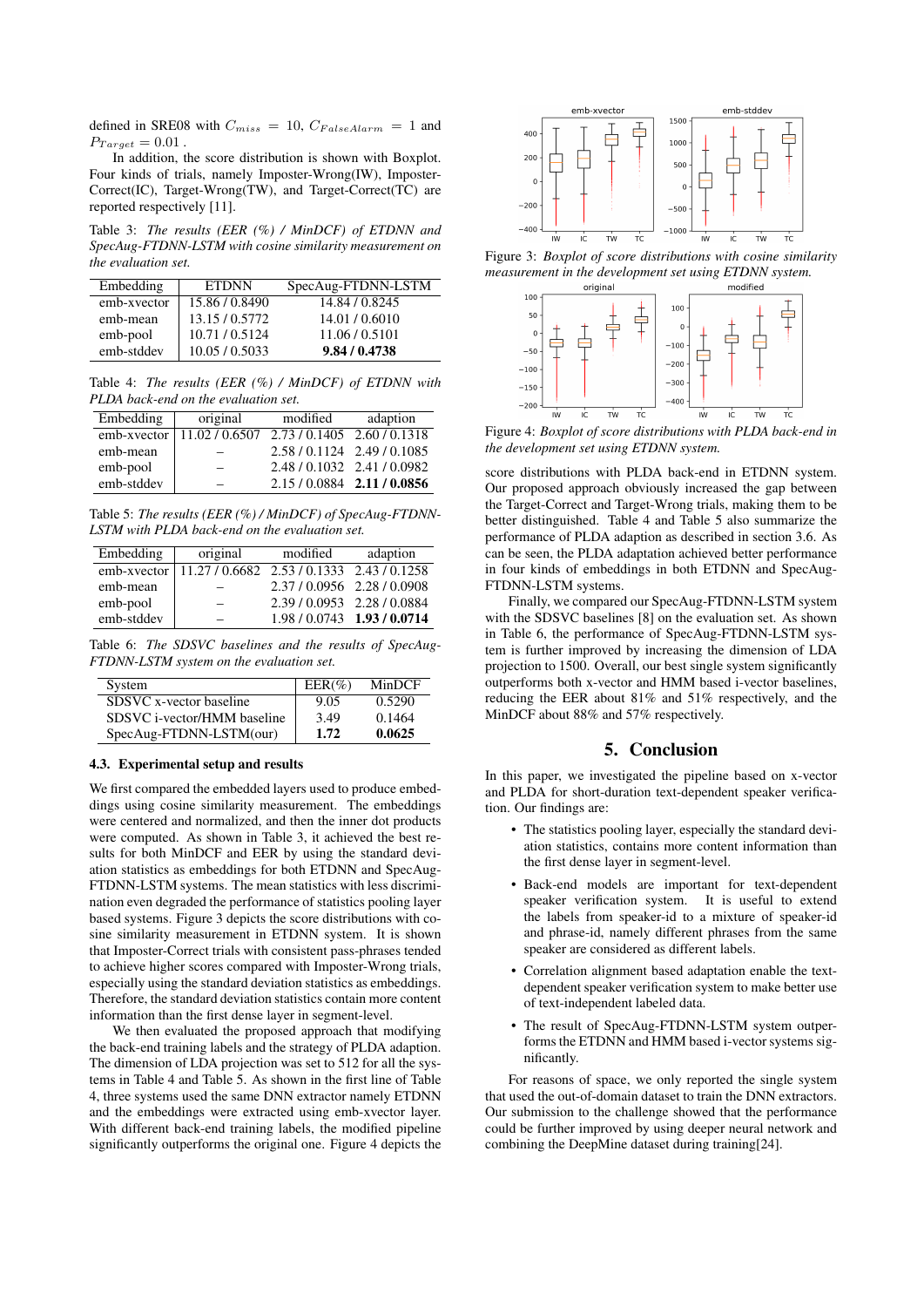defined in SRE08 with $C_{miss} = 10$, $C_{FalseAlarm} = 1$ and $P_{Target} = 0.01$ .

In addition, the score distribution is shown with Boxplot. Four kinds of trials, namely Imposter-Wrong(IW), Imposter-Correct(IC), Target-Wrong(TW), and Target-Correct(TC) are reported respectively [11].

Table 3: *The results (EER (%) / MinDCF) of ETDNN and SpecAug-FTDNN-LSTM with cosine similarity measurement on the evaluation set.*

| Embedding | ETDNN | SpecAug-FTDNN-LSTM |
|---|---|---|
| emb-xvector | 15.86 / 0.8490 | 14.84 / 0.8245 |
| emb-mean | 13.15 / 0.5772 | 14.01 / 0.6010 |
| emb-pool | 10.71 / 0.5124 | 11.06 / 0.5101 |
| emb-stddev | 10.05 / 0.5033 | **9.84 / 0.4738** |

Table 4: *The results (EER (%) / MinDCF) of ETDNN with PLDA back-end on the evaluation set.*

| Embedding | original | modified | adaption |
|---|---|---|---|
| emb-xvector | 11.02 / 0.6507 | 2.73 / 0.1405 | 2.60 / 0.1318 |
| emb-mean | – | 2.58 / 0.1124 | 2.49 / 0.1085 |
| emb-pool | – | 2.48 / 0.1032 | 2.41 / 0.0982 |
| emb-stddev | – | 2.15 / 0.0884 | **2.11 / 0.0856** |

Table 5: *The results (EER (%) / MinDCF) of SpecAug-FTDNN-LSTM with PLDA back-end on the evaluation set.*

| Embedding | original | modified | adaption |
|---|---|---|---|
| emb-xvector | 11.27 / 0.6682 | 2.53 / 0.1333 | 2.43 / 0.1258 |
| emb-mean | – | 2.37 / 0.0956 | 2.28 / 0.0908 |
| emb-pool | – | 2.39 / 0.0953 | 2.28 / 0.0884 |
| emb-stddev | – | 1.98 / 0.0743 | **1.93 / 0.0714** |

Table 6: *The SDSVC baselines and the results of SpecAug-FTDNN-LSTM system on the evaluation set.*

| System | EER(%) | MinDCF |
|---|---|---|
| SDSVC x-vector baseline | 9.05 | 0.5290 |
| SDSVC i-vector/HMM baseline | 3.49 | 0.1464 |
| SpecAug-FTDNN-LSTM(our) | **1.72** | **0.0625** |

### 4.3. Experimental setup and results

We first compared the embedded layers used to produce embeddings using cosine similarity measurement. The embeddings were centered and normalized, and then the inner dot products were computed. As shown in Table 3, it achieved the best results for both MinDCF and EER by using the standard deviation statistics as embeddings for both ETDNN and SpecAug-FTDNN-LSTM systems. The mean statistics with less discrimination even degraded the performance of statistics pooling layer based systems. Figure 3 depicts the score distributions with cosine similarity measurement in ETDNN system. It is shown that Imposter-Correct trials with consistent pass-phrases tended to achieve higher scores compared with Imposter-Wrong trials, especially using the standard deviation statistics as embeddings. Therefore, the standard deviation statistics contain more content information than the first dense layer in segment-level.

We then evaluated the proposed approach that modifying the back-end training labels and the strategy of PLDA adaption. The dimension of LDA projection was set to 512 for all the systems in Table 4 and Table 5. As shown in the first line of Table 4, three systems used the same DNN extractor namely ETDNN and the embeddings were extracted using emb-xvector layer. With different back-end training labels, the modified pipeline significantly outperforms the original one. Figure 4 depicts the

Figure 3: *Boxplot of score distributions with cosine similarity measurement in the development set using ETDNN system.*

Figure 4: *Boxplot of score distributions with PLDA back-end in the development set using ETDNN system.*

score distributions with PLDA back-end in ETDNN system. Our proposed approach obviously increased the gap between the Target-Correct and Target-Wrong trials, making them to be better distinguished. Table 4 and Table 5 also summarize the performance of PLDA adaption as described in section 3.6. As can be seen, the PLDA adaptation achieved better performance in four kinds of embeddings in both ETDNN and SpecAug-FTDNN-LSTM systems.

Finally, we compared our SpecAug-FTDNN-LSTM system with the SDSVC baselines [8] on the evaluation set. As shown in Table 6, the performance of SpecAug-FTDNN-LSTM system is further improved by increasing the dimension of LDA projection to 1500. Overall, our best single system significantly outperforms both x-vector and HMM based i-vector baselines, reducing the EER about 81% and 51% respectively, and the MinDCF about 88% and 57% respectively.

## 5. Conclusion

In this paper, we investigated the pipeline based on x-vector and PLDA for short-duration text-dependent speaker verification. Our findings are:

- The statistics pooling layer, especially the standard deviation statistics, contains more content information than the first dense layer in segment-level.
- Back-end models are important for text-dependent speaker verification system. It is useful to extend the labels from speaker-id to a mixture of speaker-id and phrase-id, namely different phrases from the same speaker are considered as different labels.
- Correlation alignment based adaptation enable the text-dependent speaker verification system to make better use of text-independent labeled data.
- The result of SpecAug-FTDNN-LSTM system outperforms the ETDNN and HMM based i-vector systems significantly.

For reasons of space, we only reported the single system that used the out-of-domain dataset to train the DNN extractors. Our submission to the challenge showed that the performance could be further improved by using deeper neural network and combining the DeepMine dataset during training[24].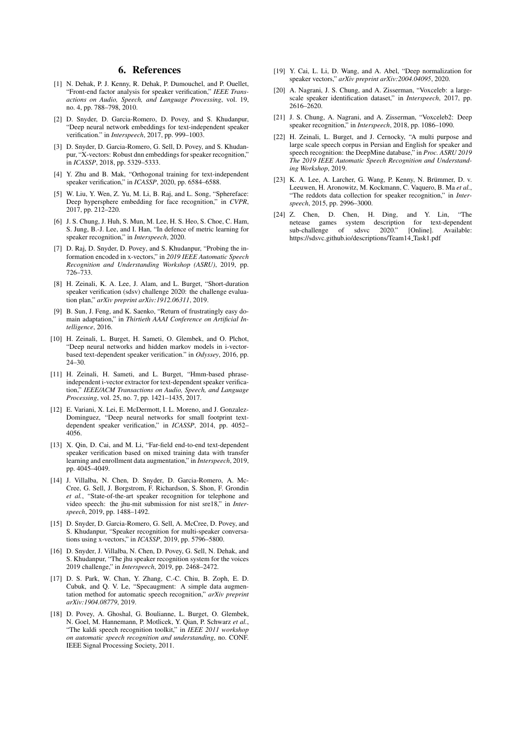# 6. References

[1] N. Dehak, P. J. Kenny, R. Dehak, P. Dumouchel, and P. Ouellet, "Front-end factor analysis for speaker verification," *IEEE Transactions on Audio, Speech, and Language Processing*, vol. 19, no. 4, pp. 788–798, 2010.

[2] D. Snyder, D. Garcia-Romero, D. Povey, and S. Khudanpur, "Deep neural network embeddings for text-independent speaker verification." in *Interspeech*, 2017, pp. 999–1003.

[3] D. Snyder, D. Garcia-Romero, G. Sell, D. Povey, and S. Khudanpur, "X-vectors: Robust dnn embeddings for speaker recognition," in *ICASSP*, 2018, pp. 5329–5333.

[4] Y. Zhu and B. Mak, "Orthogonal training for text-independent speaker verification," in *ICASSP*, 2020, pp. 6584–6588.

[5] W. Liu, Y. Wen, Z. Yu, M. Li, B. Raj, and L. Song, "Sphereface: Deep hypersphere embedding for face recognition," in *CVPR*, 2017, pp. 212–220.

[6] J. S. Chung, J. Huh, S. Mun, M. Lee, H. S. Heo, S. Choe, C. Ham, S. Jung, B.-J. Lee, and I. Han, "In defence of metric learning for speaker recognition," in *Interspeech*, 2020.

[7] D. Raj, D. Snyder, D. Povey, and S. Khudanpur, "Probing the information encoded in x-vectors," in *2019 IEEE Automatic Speech Recognition and Understanding Workshop (ASRU)*, 2019, pp. 726–733.

[8] H. Zeinali, K. A. Lee, J. Alam, and L. Burget, "Short-duration speaker verification (sdsv) challenge 2020: the challenge evaluation plan," *arXiv preprint arXiv:1912.06311*, 2019.

[9] B. Sun, J. Feng, and K. Saenko, "Return of frustratingly easy domain adaptation," in *Thirtieth AAAI Conference on Artificial Intelligence*, 2016.

[10] H. Zeinali, L. Burget, H. Sameti, O. Glembek, and O. Plchot, "Deep neural networks and hidden markov models in i-vector-based text-dependent speaker verification." in *Odyssey*, 2016, pp. 24–30.

[11] H. Zeinali, H. Sameti, and L. Burget, "Hmm-based phrase-independent i-vector extractor for text-dependent speaker verification," *IEEE/ACM Transactions on Audio, Speech, and Language Processing*, vol. 25, no. 7, pp. 1421–1435, 2017.

[12] E. Variani, X. Lei, E. McDermott, I. L. Moreno, and J. Gonzalez-Dominguez, "Deep neural networks for small footprint text-dependent speaker verification," in *ICASSP*, 2014, pp. 4052–4056.

[13] X. Qin, D. Cai, and M. Li, "Far-field end-to-end text-dependent speaker verification based on mixed training data with transfer learning and enrollment data augmentation," in *Interspeech*, 2019, pp. 4045–4049.

[14] J. Villalba, N. Chen, D. Snyder, D. Garcia-Romero, A. McCree, G. Sell, J. Borgstrom, F. Richardson, S. Shon, F. Grondin *et al.*, "State-of-the-art speaker recognition for telephone and video speech: the jhu-mit submission for nist sre18," in *Interspeech*, 2019, pp. 1488–1492.

[15] D. Snyder, D. Garcia-Romero, G. Sell, A. McCree, D. Povey, and S. Khudanpur, "Speaker recognition for multi-speaker conversations using x-vectors," in *ICASSP*, 2019, pp. 5796–5800.

[16] D. Snyder, J. Villalba, N. Chen, D. Povey, G. Sell, N. Dehak, and S. Khudanpur, "The jhu speaker recognition system for the voices 2019 challenge," in *Interspeech*, 2019, pp. 2468–2472.

[17] D. S. Park, W. Chan, Y. Zhang, C.-C. Chiu, B. Zoph, E. D. Cubuk, and Q. V. Le, "Specaugment: A simple data augmentation method for automatic speech recognition," *arXiv preprint arXiv:1904.08779*, 2019.

[18] D. Povey, A. Ghoshal, G. Boulianne, L. Burget, O. Glembek, N. Goel, M. Hannemann, P. Motlicek, Y. Qian, P. Schwarz *et al.*, "The kaldi speech recognition toolkit," in *IEEE 2011 workshop on automatic speech recognition and understanding*, no. CONF. IEEE Signal Processing Society, 2011.

[19] Y. Cai, L. Li, D. Wang, and A. Abel, "Deep normalization for speaker vectors," *arXiv preprint arXiv:2004.04095*, 2020.

[20] A. Nagrani, J. S. Chung, and A. Zisserman, "Voxceleb: a large-scale speaker identification dataset," in *Interspeech*, 2017, pp. 2616–2620.

[21] J. S. Chung, A. Nagrani, and A. Zisserman, "Voxceleb2: Deep speaker recognition," in *Interspeech*, 2018, pp. 1086–1090.

[22] H. Zeinali, L. Burget, and J. Cernocky, "A multi purpose and large scale speech corpus in Persian and English for speaker and speech recognition: the DeepMine database," in *Proc. ASRU 2019 The 2019 IEEE Automatic Speech Recognition and Understanding Workshop*, 2019.

[23] K. A. Lee, A. Larcher, G. Wang, P. Kenny, N. Brümmer, D. v. Leeuwen, H. Aronowitz, M. Kockmann, C. Vaquero, B. Ma *et al.*, "The reddots data collection for speaker recognition," in *Interspeech*, 2015, pp. 2996–3000.

[24] Z. Chen, D. Chen, H. Ding, and Y. Lin, "The netease games system description for text-dependent sub-challenge of sdsvc 2020." [Online]. Available: https://sdsvc.github.io/descriptions/Team14_Task1.pdf